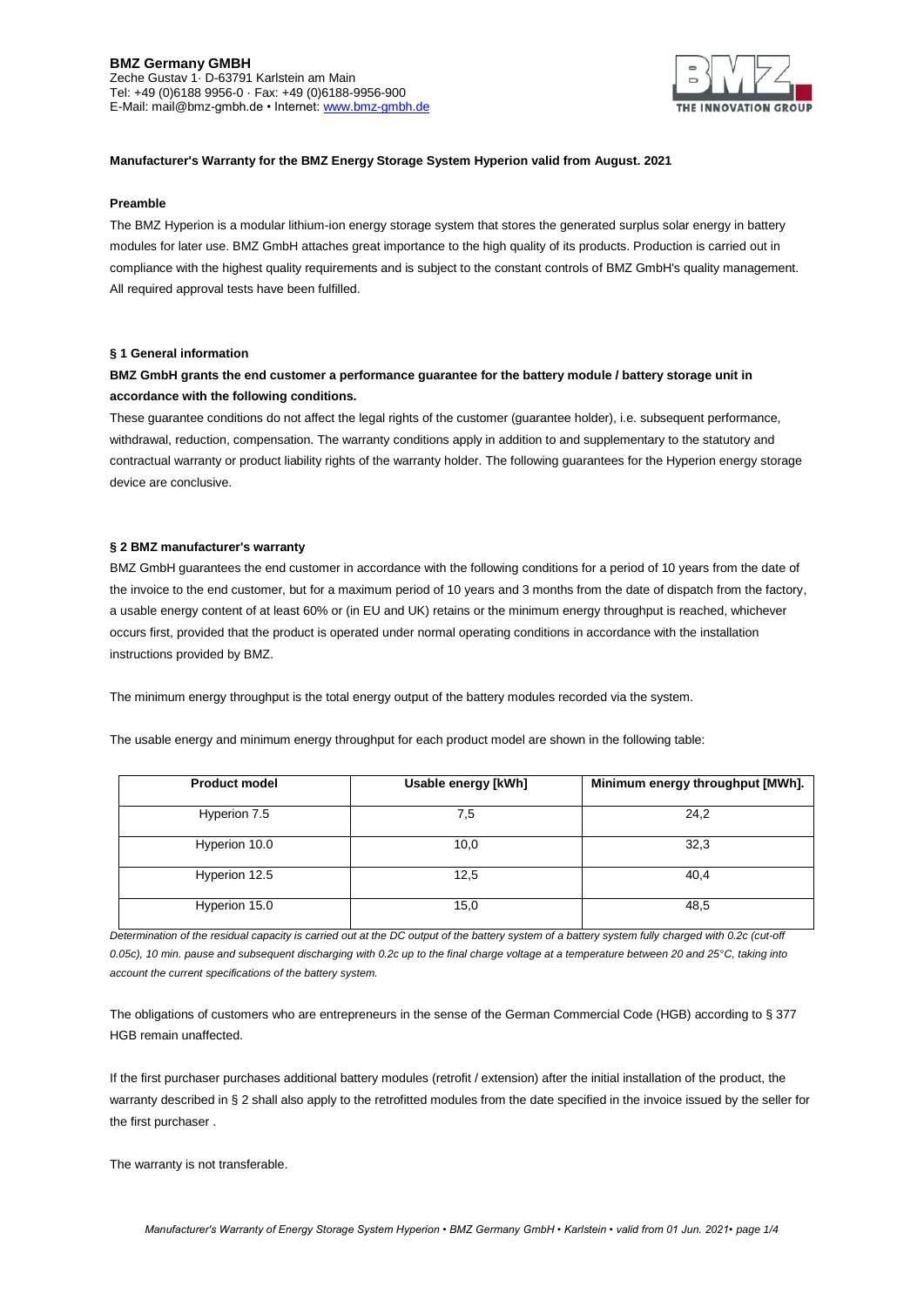**BMZ Germany GMBH**
Zeche Gustav 1· D-63791 Karlstein am Main
Tel: +49 (0)6188 9956-0 · Fax: +49 (0)6188-9956-900
E-Mail: mail@bmz-gmbh.de • Internet: www.bmz-gmbh.de

**Manufacturer's Warranty for the BMZ Energy Storage System Hyperion valid from August. 2021**

**Preamble**

The BMZ Hyperion is a modular lithium-ion energy storage system that stores the generated surplus solar energy in battery modules for later use. BMZ GmbH attaches great importance to the high quality of its products. Production is carried out in compliance with the highest quality requirements and is subject to the constant controls of BMZ GmbH's quality management. All required approval tests have been fulfilled.

**§ 1 General information**

**BMZ GmbH grants the end customer a performance guarantee for the battery module / battery storage unit in accordance with the following conditions.**

These guarantee conditions do not affect the legal rights of the customer (guarantee holder), i.e. subsequent performance, withdrawal, reduction, compensation. The warranty conditions apply in addition to and supplementary to the statutory and contractual warranty or product liability rights of the warranty holder. The following guarantees for the Hyperion energy storage device are conclusive.

**§ 2 BMZ manufacturer's warranty**

BMZ GmbH guarantees the end customer in accordance with the following conditions for a period of 10 years from the date of the invoice to the end customer, but for a maximum period of 10 years and 3 months from the date of dispatch from the factory, a usable energy content of at least 60% or (in EU and UK) retains or the minimum energy throughput is reached, whichever occurs first, provided that the product is operated under normal operating conditions in accordance with the installation instructions provided by BMZ.

The minimum energy throughput is the total energy output of the battery modules recorded via the system.

The usable energy and minimum energy throughput for each product model are shown in the following table:

| Product model | Usable energy [kWh] | Minimum energy throughput [MWh]. |
|---|---|---|
| Hyperion 7.5 | 7,5 | 24,2 |
| Hyperion 10.0 | 10,0 | 32,3 |
| Hyperion 12.5 | 12,5 | 40,4 |
| Hyperion 15.0 | 15,0 | 48,5 |

*Determination of the residual capacity is carried out at the DC output of the battery system of a battery system fully charged with 0.2c (cut-off 0.05c), 10 min. pause and subsequent discharging with 0.2c up to the final charge voltage at a temperature between 20 and 25°C, taking into account the current specifications of the battery system.*

The obligations of customers who are entrepreneurs in the sense of the German Commercial Code (HGB) according to § 377 HGB remain unaffected.

If the first purchaser purchases additional battery modules (retrofit / extension) after the initial installation of the product, the warranty described in § 2 shall also apply to the retrofitted modules from the date specified in the invoice issued by the seller for the first purchaser .

The warranty is not transferable.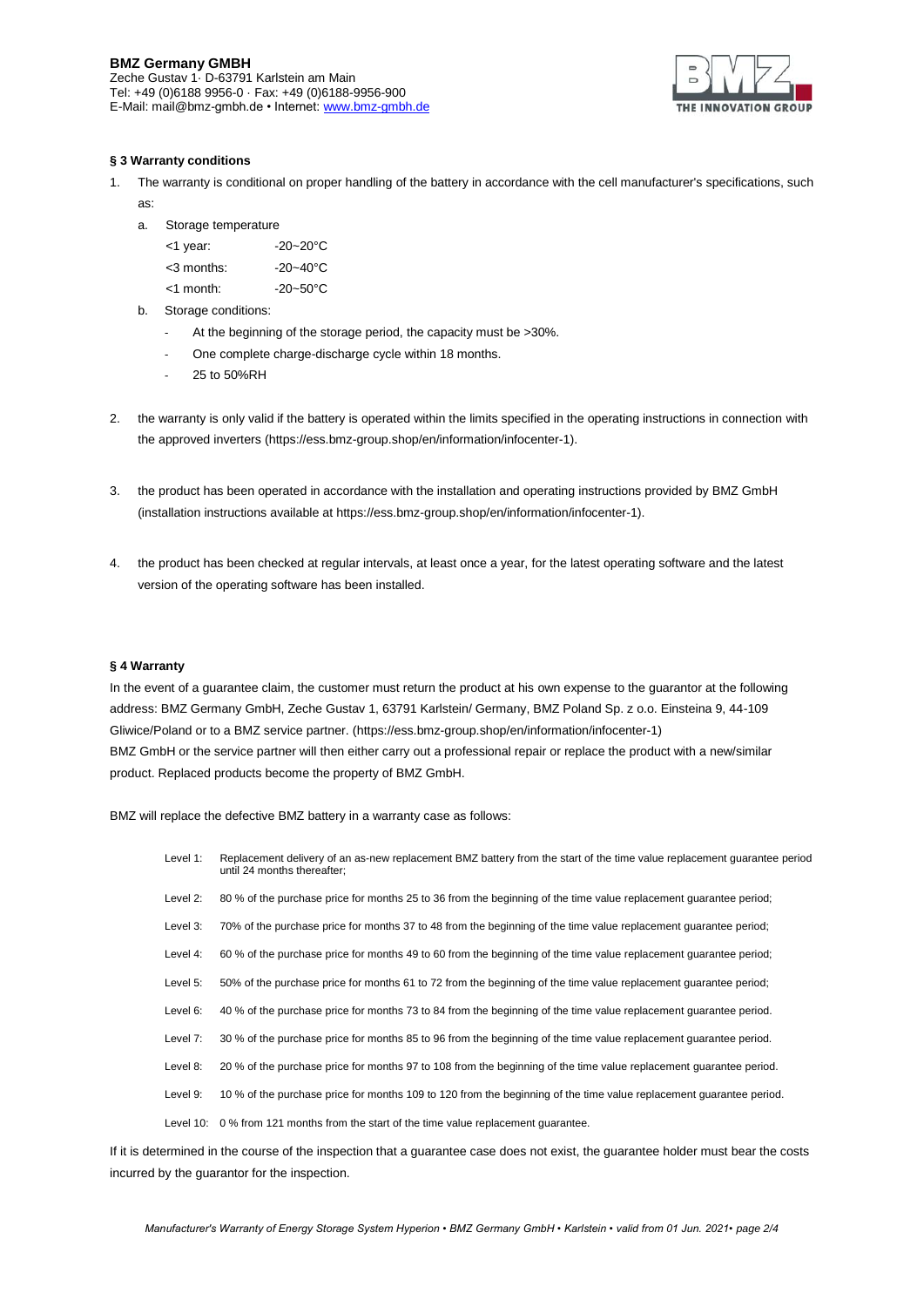**BMZ Germany GMBH**
Zeche Gustav 1· D-63791 Karlstein am Main
Tel: +49 (0)6188 9956-0 · Fax: +49 (0)6188-9956-900
E-Mail: mail@bmz-gmbh.de • Internet: www.bmz-gmbh.de

### § 3 Warranty conditions

1. The warranty is conditional on proper handling of the battery in accordance with the cell manufacturer's specifications, such as:
   a. Storage temperature

      | | |
      |---|---|
      | <1 year: | -20~20°C |
      | <3 months: | -20~40°C |
      | <1 month: | -20~50°C |

   b. Storage conditions:
      - At the beginning of the storage period, the capacity must be >30%.
      - One complete charge-discharge cycle within 18 months.
      - 25 to 50%RH

2. the warranty is only valid if the battery is operated within the limits specified in the operating instructions in connection with the approved inverters (https://ess.bmz-group.shop/en/information/infocenter-1).

3. the product has been operated in accordance with the installation and operating instructions provided by BMZ GmbH (installation instructions available at https://ess.bmz-group.shop/en/information/infocenter-1).

4. the product has been checked at regular intervals, at least once a year, for the latest operating software and the latest version of the operating software has been installed.

### § 4 Warranty

In the event of a guarantee claim, the customer must return the product at his own expense to the guarantor at the following address: BMZ Germany GmbH, Zeche Gustav 1, 63791 Karlstein/ Germany, BMZ Poland Sp. z o.o. Einsteina 9, 44-109 Gliwice/Poland or to a BMZ service partner. (https://ess.bmz-group.shop/en/information/infocenter-1)
BMZ GmbH or the service partner will then either carry out a professional repair or replace the product with a new/similar product. Replaced products become the property of BMZ GmbH.

BMZ will replace the defective BMZ battery in a warranty case as follows:

| | |
|---|---|
| Level 1: | Replacement delivery of an as-new replacement BMZ battery from the start of the time value replacement guarantee period until 24 months thereafter; |
| Level 2: | 80 % of the purchase price for months 25 to 36 from the beginning of the time value replacement guarantee period; |
| Level 3: | 70% of the purchase price for months 37 to 48 from the beginning of the time value replacement guarantee period; |
| Level 4: | 60 % of the purchase price for months 49 to 60 from the beginning of the time value replacement guarantee period; |
| Level 5: | 50% of the purchase price for months 61 to 72 from the beginning of the time value replacement guarantee period; |
| Level 6: | 40 % of the purchase price for months 73 to 84 from the beginning of the time value replacement guarantee period. |
| Level 7: | 30 % of the purchase price for months 85 to 96 from the beginning of the time value replacement guarantee period. |
| Level 8: | 20 % of the purchase price for months 97 to 108 from the beginning of the time value replacement guarantee period. |
| Level 9: | 10 % of the purchase price for months 109 to 120 from the beginning of the time value replacement guarantee period. |
| Level 10: | 0 % from 121 months from the start of the time value replacement guarantee. |

If it is determined in the course of the inspection that a guarantee case does not exist, the guarantee holder must bear the costs incurred by the guarantor for the inspection.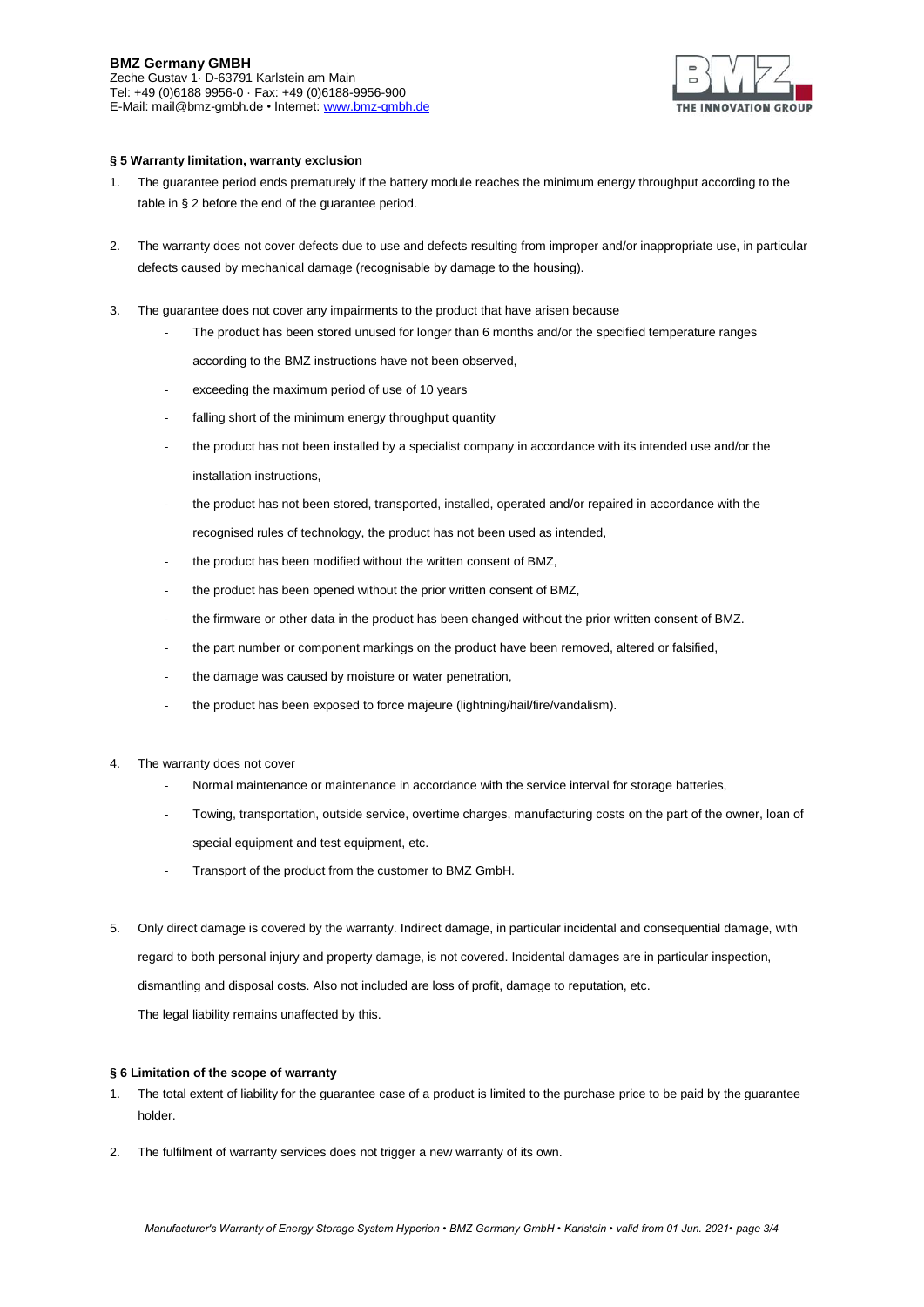### § 5 Warranty limitation, warranty exclusion

1. The guarantee period ends prematurely if the battery module reaches the minimum energy throughput according to the table in § 2 before the end of the guarantee period.

2. The warranty does not cover defects due to use and defects resulting from improper and/or inappropriate use, in particular defects caused by mechanical damage (recognisable by damage to the housing).

3. The guarantee does not cover any impairments to the product that have arisen because
   - The product has been stored unused for longer than 6 months and/or the specified temperature ranges according to the BMZ instructions have not been observed,
   - exceeding the maximum period of use of 10 years
   - falling short of the minimum energy throughput quantity
   - the product has not been installed by a specialist company in accordance with its intended use and/or the installation instructions,
   - the product has not been stored, transported, installed, operated and/or repaired in accordance with the recognised rules of technology, the product has not been used as intended,
   - the product has been modified without the written consent of BMZ,
   - the product has been opened without the prior written consent of BMZ,
   - the firmware or other data in the product has been changed without the prior written consent of BMZ.
   - the part number or component markings on the product have been removed, altered or falsified,
   - the damage was caused by moisture or water penetration,
   - the product has been exposed to force majeure (lightning/hail/fire/vandalism).

4. The warranty does not cover
   - Normal maintenance or maintenance in accordance with the service interval for storage batteries,
   - Towing, transportation, outside service, overtime charges, manufacturing costs on the part of the owner, loan of special equipment and test equipment, etc.
   - Transport of the product from the customer to BMZ GmbH.

5. Only direct damage is covered by the warranty. Indirect damage, in particular incidental and consequential damage, with regard to both personal injury and property damage, is not covered. Incidental damages are in particular inspection, dismantling and disposal costs. Also not included are loss of profit, damage to reputation, etc.
   The legal liability remains unaffected by this.

### § 6 Limitation of the scope of warranty

1. The total extent of liability for the guarantee case of a product is limited to the purchase price to be paid by the guarantee holder.

2. The fulfilment of warranty services does not trigger a new warranty of its own.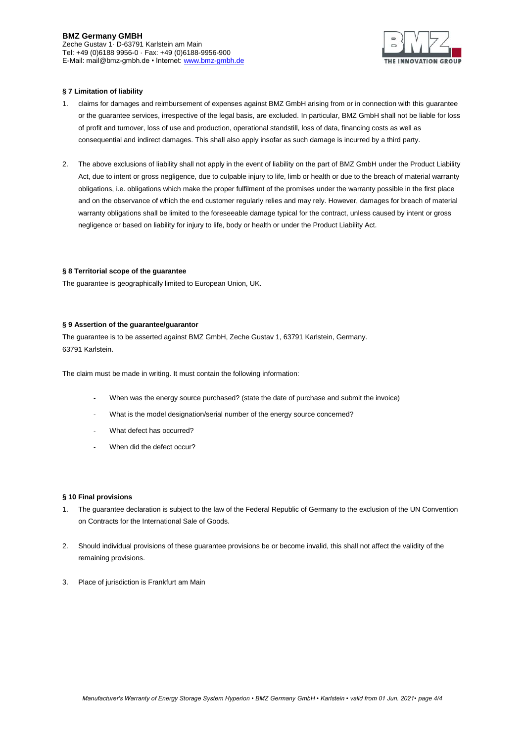### § 7 Limitation of liability

1. claims for damages and reimbursement of expenses against BMZ GmbH arising from or in connection with this guarantee or the guarantee services, irrespective of the legal basis, are excluded. In particular, BMZ GmbH shall not be liable for loss of profit and turnover, loss of use and production, operational standstill, loss of data, financing costs as well as consequential and indirect damages. This shall also apply insofar as such damage is incurred by a third party.

2. The above exclusions of liability shall not apply in the event of liability on the part of BMZ GmbH under the Product Liability Act, due to intent or gross negligence, due to culpable injury to life, limb or health or due to the breach of material warranty obligations, i.e. obligations which make the proper fulfilment of the promises under the warranty possible in the first place and on the observance of which the end customer regularly relies and may rely. However, damages for breach of material warranty obligations shall be limited to the foreseeable damage typical for the contract, unless caused by intent or gross negligence or based on liability for injury to life, body or health or under the Product Liability Act.

### § 8 Territorial scope of the guarantee

The guarantee is geographically limited to European Union, UK.

### § 9 Assertion of the guarantee/guarantor

The guarantee is to be asserted against BMZ GmbH, Zeche Gustav 1, 63791 Karlstein, Germany.
63791 Karlstein.

The claim must be made in writing. It must contain the following information:

- When was the energy source purchased? (state the date of purchase and submit the invoice)
- What is the model designation/serial number of the energy source concerned?
- What defect has occurred?
- When did the defect occur?

### § 10 Final provisions

1. The guarantee declaration is subject to the law of the Federal Republic of Germany to the exclusion of the UN Convention on Contracts for the International Sale of Goods.

2. Should individual provisions of these guarantee provisions be or become invalid, this shall not affect the validity of the remaining provisions.

3. Place of jurisdiction is Frankfurt am Main